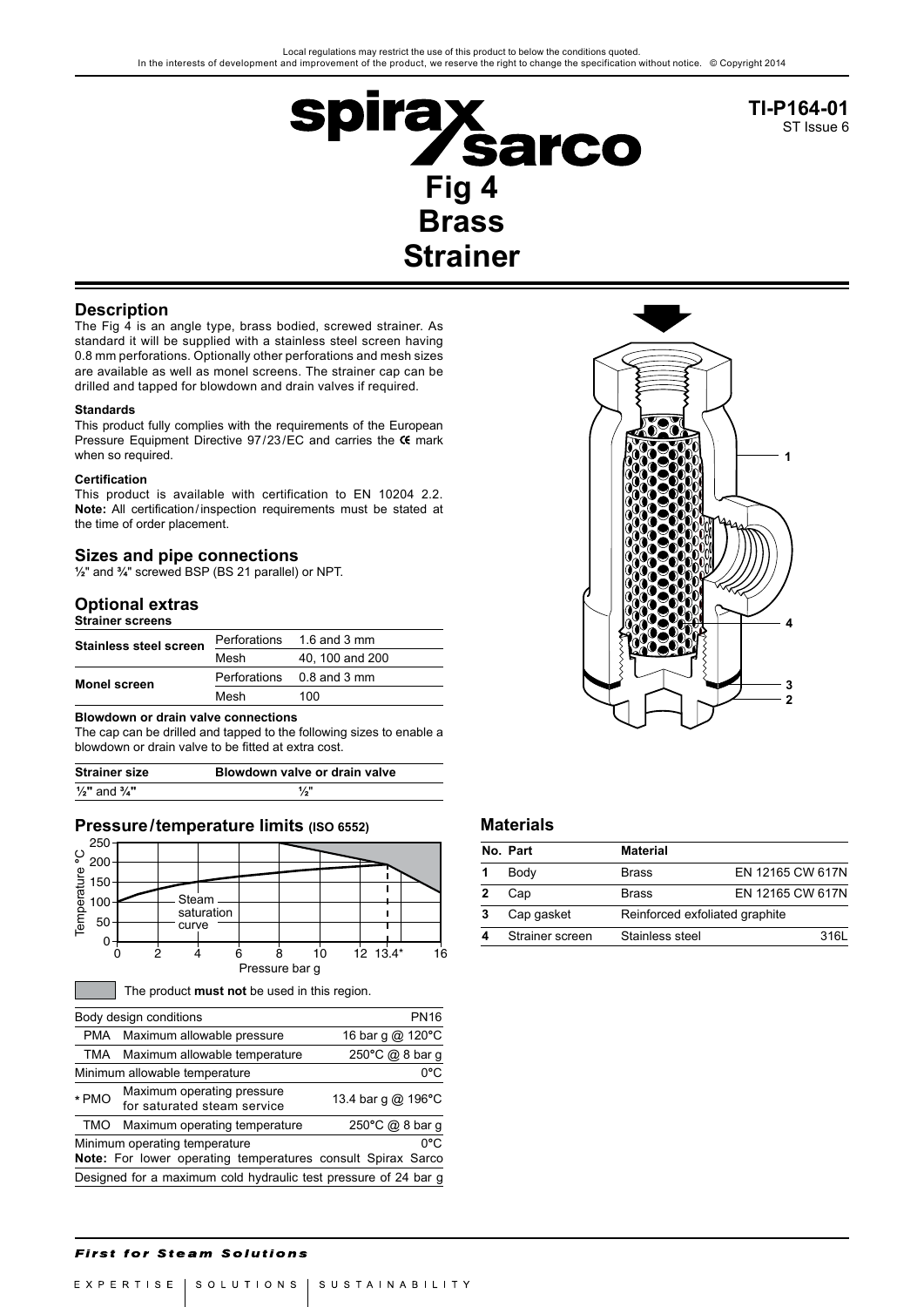Local regulations may restrict the use of this product to below the conditions quoted.
In the interests of development and improvement of the product, we reserve the right to change the specification without notice. © Copyright 2014

**TI-P164-01**
ST Issue 6

# Fig 4 Brass Strainer

## Description

The Fig 4 is an angle type, brass bodied, screwed strainer. As standard it will be supplied with a stainless steel screen having 0.8 mm perforations. Optionally other perforations and mesh sizes are available as well as monel screens. The strainer cap can be drilled and tapped for blowdown and drain valves if required.

**Standards**

This product fully complies with the requirements of the European Pressure Equipment Directive 97/23/EC and carries the CE mark when so required.

**Certification**

This product is available with certification to EN 10204 2.2.
**Note:** All certification/inspection requirements must be stated at the time of order placement.

## Sizes and pipe connections

½" and ¾" screwed BSP (BS 21 parallel) or NPT.

## Optional extras

**Strainer screens**

| | | |
|---|---|---|
| **Stainless steel screen** | Perforations | 1.6 and 3 mm |
| | Mesh | 40, 100 and 200 |
| **Monel screen** | Perforations | 0.8 and 3 mm |
| | Mesh | 100 |

**Blowdown or drain valve connections**

The cap can be drilled and tapped to the following sizes to enable a blowdown or drain valve to be fitted at extra cost.

| Strainer size | Blowdown valve or drain valve |
|---|---|
| ½" and ¾" | ½" |

## Pressure/temperature limits (ISO 6552)

The product **must not** be used in this region.

| | | |
|---|---|---|
| Body design conditions | | PN16 |
| PMA | Maximum allowable pressure | 16 bar g @ 120°C |
| TMA | Maximum allowable temperature | 250°C @ 8 bar g |
| Minimum allowable temperature | | 0°C |
| * PMO | Maximum operating pressure for saturated steam service | 13.4 bar g @ 196°C |
| TMO | Maximum operating temperature | 250°C @ 8 bar g |
| Minimum operating temperature | | 0°C |

**Note:** For lower operating temperatures consult Spirax Sarco

Designed for a maximum cold hydraulic test pressure of 24 bar g

## Materials

| No. | Part | Material | |
|---|---|---|---|
| 1 | Body | Brass | EN 12165 CW 617N |
| 2 | Cap | Brass | EN 12165 CW 617N |
| 3 | Cap gasket | Reinforced exfoliated graphite | |
| 4 | Strainer screen | Stainless steel | 316L |

*First for Steam Solutions*

EXPERTISE | SOLUTIONS | SUSTAINABILITY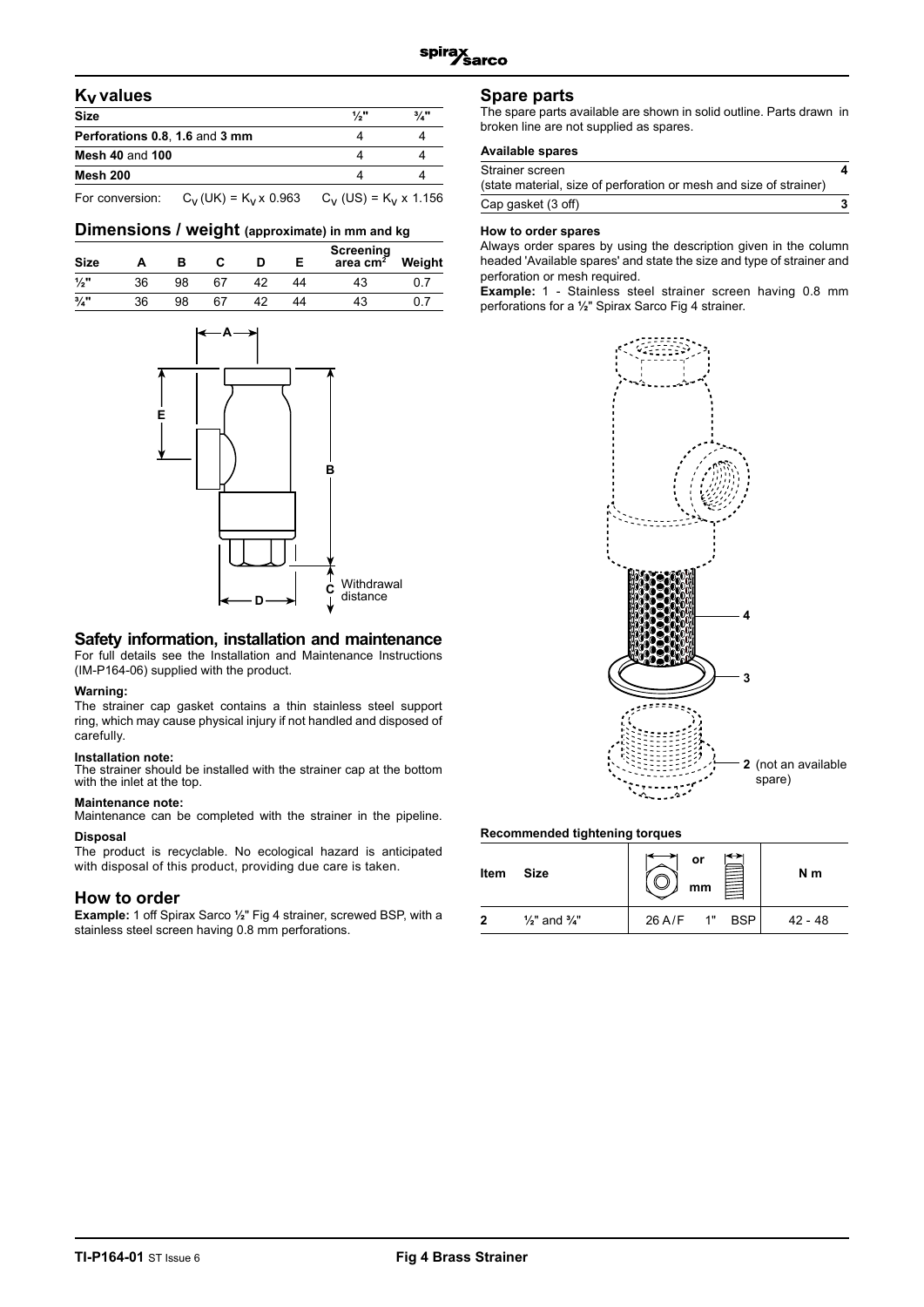## $K_V$ values

| Size | ½" | ¾" |
|---|---|---|
| **Perforations 0.8**, **1.6** and **3 mm** | 4 | 4 |
| **Mesh 40** and **100** | 4 | 4 |
| **Mesh 200** | 4 | 4 |

For conversion: $C_V$ (UK) = $K_V$ x 0.963 $C_V$ (US) = $K_V$ x 1.156

## Dimensions / weight (approximate) in mm and kg

| Size | A | B | C | D | E | Screening area cm² | Weight |
|---|---|---|---|---|---|---|---|
| ½" | 36 | 98 | 67 | 42 | 44 | 43 | 0.7 |
| ¾" | 36 | 98 | 67 | 42 | 44 | 43 | 0.7 |

A

E

B

C Withdrawal distance

D

## Safety information, installation and maintenance

For full details see the Installation and Maintenance Instructions (IM-P164-06) supplied with the product.

**Warning:**
The strainer cap gasket contains a thin stainless steel support ring, which may cause physical injury if not handled and disposed of carefully.

**Installation note:**
The strainer should be installed with the strainer cap at the bottom with the inlet at the top.

**Maintenance note:**
Maintenance can be completed with the strainer in the pipeline.

**Disposal**
The product is recyclable. No ecological hazard is anticipated with disposal of this product, providing due care is taken.

## How to order

**Example:** 1 off Spirax Sarco ½" Fig 4 strainer, screwed BSP, with a stainless steel screen having 0.8 mm perforations.

## Spare parts

The spare parts available are shown in solid outline. Parts drawn in broken line are not supplied as spares.

**Available spares**

| | |
|---|---|
| Strainer screen (state material, size of perforation or mesh and size of strainer) | **4** |
| Cap gasket (3 off) | **3** |

**How to order spares**
Always order spares by using the description given in the column headed 'Available spares' and state the size and type of strainer and perforation or mesh required.

**Example:** 1 - Stainless steel strainer screen having 0.8 mm perforations for a ½" Spirax Sarco Fig 4 strainer.

4

3

**2** (not an available spare)

**Recommended tightening torques**

| Item | Size | or mm | N m |
|---|---|---|---|
| **2** | ½" and ¾" | 26 A/F 1" BSP | 42 - 48 |